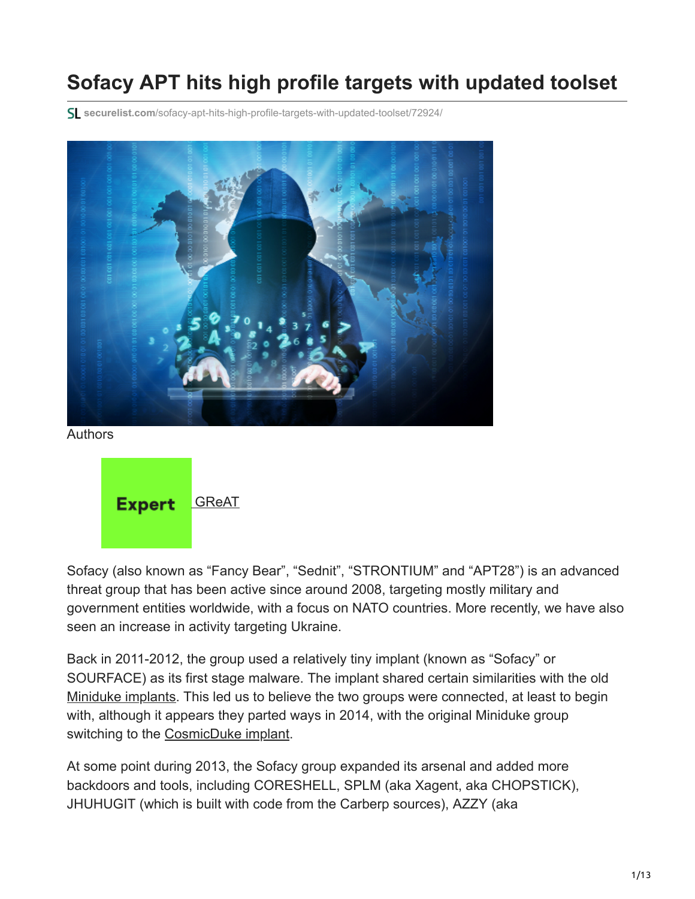# Sofacy APT hits high profile targets with updated toolset

securelist.com/sofacy-apt-hits-high-profile-targets-with-updated-toolset/72924/

Authors

Expert GReAT

Sofacy (also known as “Fancy Bear”, “Sednit”, “STRONTIUM” and “APT28”) is an advanced threat group that has been active since around 2008, targeting mostly military and government entities worldwide, with a focus on NATO countries. More recently, we have also seen an increase in activity targeting Ukraine.

Back in 2011-2012, the group used a relatively tiny implant (known as “Sofacy” or SOURFACE) as its first stage malware. The implant shared certain similarities with the old Miniduke implants. This led us to believe the two groups were connected, at least to begin with, although it appears they parted ways in 2014, with the original Miniduke group switching to the CosmicDuke implant.

At some point during 2013, the Sofacy group expanded its arsenal and added more backdoors and tools, including CORESHELL, SPLM (aka Xagent, aka CHOPSTICK), JHUHUGIT (which is built with code from the Carberp sources), AZZY (aka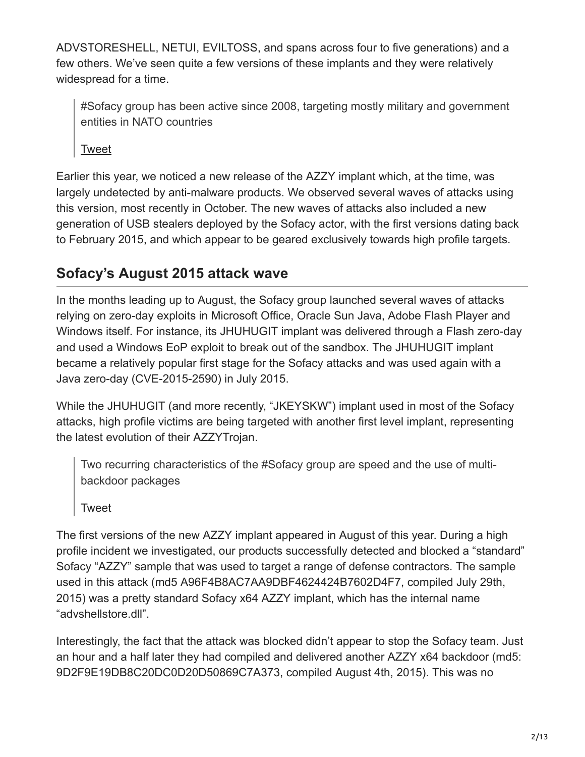ADVSTORESHELL, NETUI, EVILTOSS, and spans across four to five generations) and a few others. We've seen quite a few versions of these implants and they were relatively widespread for a time.

> #Sofacy group has been active since 2008, targeting mostly military and government entities in NATO countries
>
> Tweet

Earlier this year, we noticed a new release of the AZZY implant which, at the time, was largely undetected by anti-malware products. We observed several waves of attacks using this version, most recently in October. The new waves of attacks also included a new generation of USB stealers deployed by the Sofacy actor, with the first versions dating back to February 2015, and which appear to be geared exclusively towards high profile targets.

## Sofacy's August 2015 attack wave

In the months leading up to August, the Sofacy group launched several waves of attacks relying on zero-day exploits in Microsoft Office, Oracle Sun Java, Adobe Flash Player and Windows itself. For instance, its JHUHUGIT implant was delivered through a Flash zero-day and used a Windows EoP exploit to break out of the sandbox. The JHUHUGIT implant became a relatively popular first stage for the Sofacy attacks and was used again with a Java zero-day (CVE-2015-2590) in July 2015.

While the JHUHUGIT (and more recently, "JKEYSKW") implant used in most of the Sofacy attacks, high profile victims are being targeted with another first level implant, representing the latest evolution of their AZZYTrojan.

> Two recurring characteristics of the #Sofacy group are speed and the use of multi-backdoor packages
>
> Tweet

The first versions of the new AZZY implant appeared in August of this year. During a high profile incident we investigated, our products successfully detected and blocked a "standard" Sofacy "AZZY" sample that was used to target a range of defense contractors. The sample used in this attack (md5 A96F4B8AC7AA9DBF4624424B7602D4F7, compiled July 29th, 2015) was a pretty standard Sofacy x64 AZZY implant, which has the internal name "advshellstore.dll".

Interestingly, the fact that the attack was blocked didn't appear to stop the Sofacy team. Just an hour and a half later they had compiled and delivered another AZZY x64 backdoor (md5: 9D2F9E19DB8C20DC0D20D50869C7A373, compiled August 4th, 2015). This was no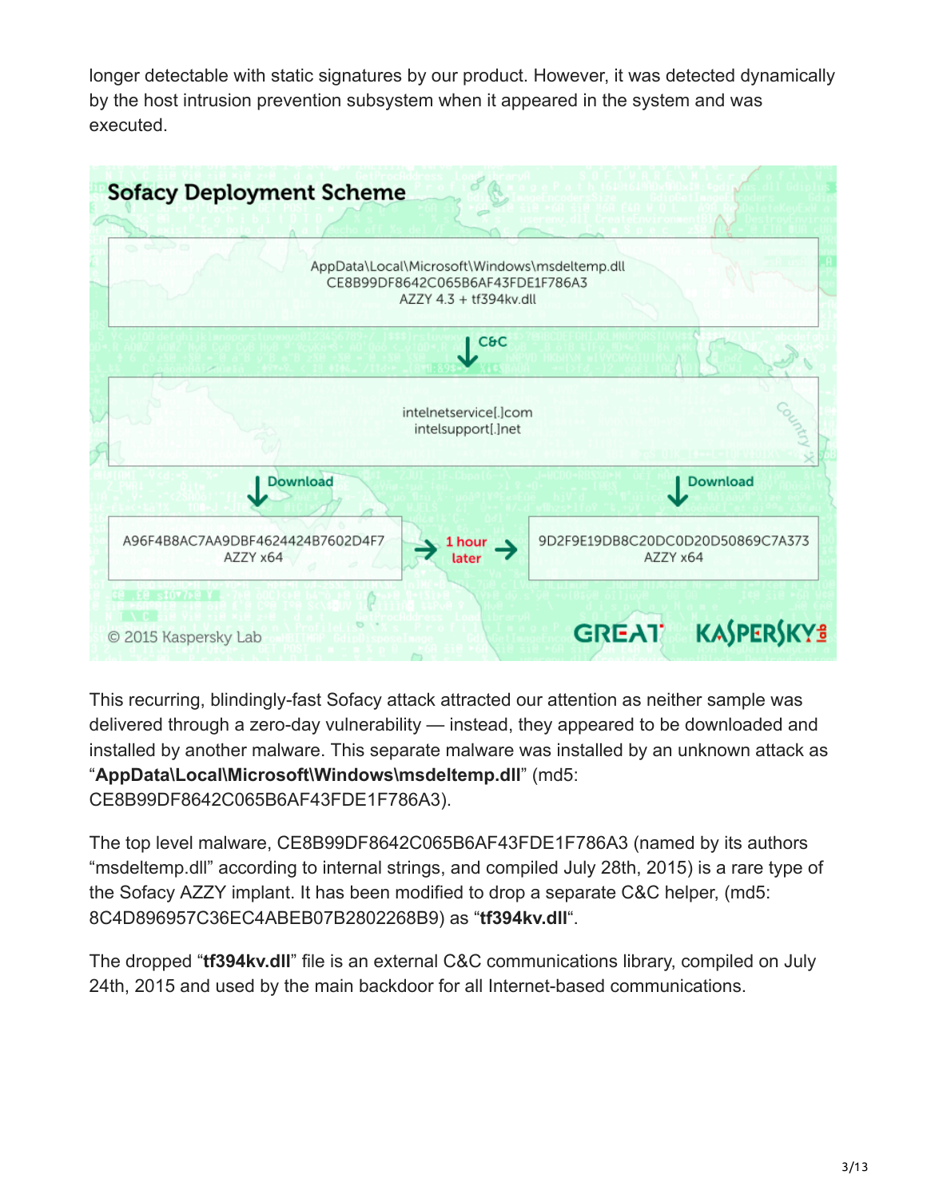longer detectable with static signatures by our product. However, it was detected dynamically by the host intrusion prevention subsystem when it appeared in the system and was executed.

**Sofacy Deployment Scheme**

AppData\Local\Microsoft\Windows\msdeltemp.dll
CE8B99DF8642C065B6AF43FDE1F786A3
AZZY 4.3 + tf394kv.dll

↓ C&C

intelnetservice[.]com
intelsupport[.]net

↓ Download ↓ Download

A96F4B8AC7AA9DBF4624424B7602D4F7
AZZY x64

→ 1 hour later →

9D2F9E19DB8C20DC0D20D50869C7A373
AZZY x64

© 2015 Kaspersky Lab

This recurring, blindingly-fast Sofacy attack attracted our attention as neither sample was delivered through a zero-day vulnerability — instead, they appeared to be downloaded and installed by another malware. This separate malware was installed by an unknown attack as "**AppData\Local\Microsoft\Windows\msdeltemp.dll**" (md5: CE8B99DF8642C065B6AF43FDE1F786A3).

The top level malware, CE8B99DF8642C065B6AF43FDE1F786A3 (named by its authors "msdeltemp.dll" according to internal strings, and compiled July 28th, 2015) is a rare type of the Sofacy AZZY implant. It has been modified to drop a separate C&C helper, (md5: 8C4D896957C36EC4ABEB07B2802268B9) as "**tf394kv.dll**".

The dropped "**tf394kv.dll**" file is an external C&C communications library, compiled on July 24th, 2015 and used by the main backdoor for all Internet-based communications.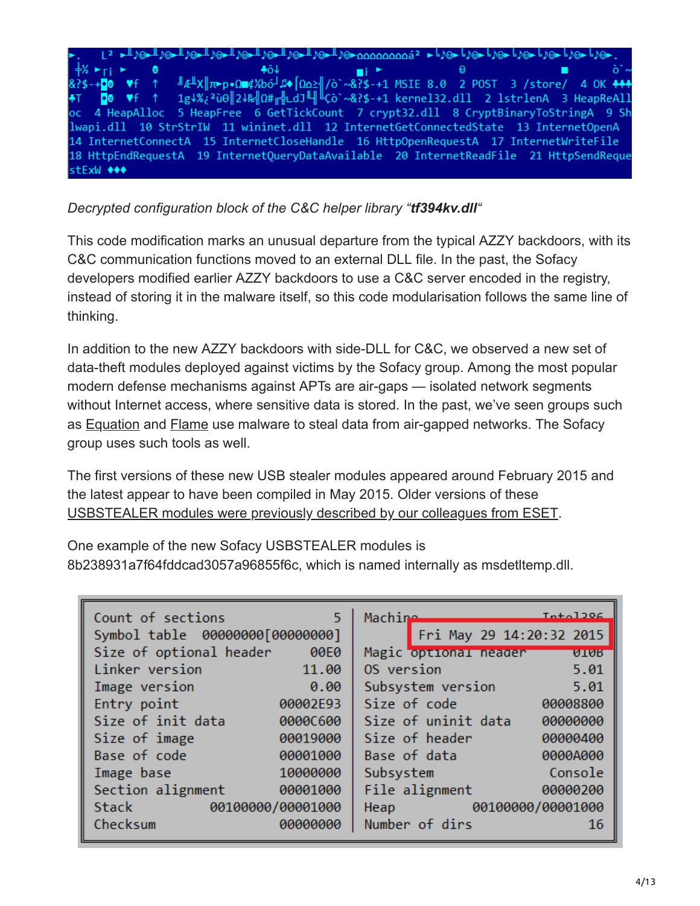```
►.   L² ►╨♪Θ►╨♪Θ►╨♪Θ►╨♪Θ►╨♪Θ►╨♪Θ►╨♪Θ►╨♪Θ►╨♪Θ►αααααααααá² ►╘♪Θ►╘♪Θ►╘♪Θ►╘♪Θ►╘♪Θ►╘♪Θ►╘♪Θ►.
 ╪½ ►┌i ►     Θ               ♣ô↓                ▄i ►            Θ                  ■         ò`~
&?$-+■Θ  ♥f  ↑   ╜Æ╨X║π►p•Ω■¢½bó┘♫♦⌠Ωα≥║/ò`~&?$-+1 MSIE 8.0  2 POST  3 /store/  4 OK ♣♣♣
♣T   ■Θ  ♥f  ↑   1g↓%¿²ùΘ║2↓₧╣Ω#╓╫┴dJ╘╣╘çò`~&?$-+1 kernel32.dll  2 lstrlenA  3 HeapReAll
oc  4 HeapAlloc  5 HeapFree  6 GetTickCount  7 crypt32.dll  8 CryptBinaryToStringA  9 Sh
lwapi.dll  10 StrStrIW  11 wininet.dll  12 InternetGetConnectedState  13 InternetOpenA
14 InternetConnectA  15 InternetCloseHandle  16 HttpOpenRequestA  17 InternetWriteFile
18 HttpEndRequestA  19 InternetQueryDataAvailable  20 InternetReadFile  21 HttpSendReque
stExW ♦♦♦
```

*Decrypted configuration block of the C&C helper library "**tf394kv.dll**"*

This code modification marks an unusual departure from the typical AZZY backdoors, with its C&C communication functions moved to an external DLL file. In the past, the Sofacy developers modified earlier AZZY backdoors to use a C&C server encoded in the registry, instead of storing it in the malware itself, so this code modularisation follows the same line of thinking.

In addition to the new AZZY backdoors with side-DLL for C&C, we observed a new set of data-theft modules deployed against victims by the Sofacy group. Among the most popular modern defense mechanisms against APTs are air-gaps — isolated network segments without Internet access, where sensitive data is stored. In the past, we've seen groups such as Equation and Flame use malware to steal data from air-gapped networks. The Sofacy group uses such tools as well.

The first versions of these new USB stealer modules appeared around February 2015 and the latest appear to have been compiled in May 2015. Older versions of these USBSTEALER modules were previously described by our colleagues from ESET.

One example of the new Sofacy USBSTEALER modules is 8b238931a7f64fddcad3057a96855f6c, which is named internally as msdetltemp.dll.

```
Count of sections              5 | Machine                 Intel386
Symbol table   00000000[00000000] |      Fri May 29 14:20:32 2015
Size of optional header     00E0 | Magic optional header       010B
Linker version             11.00 | OS version                  5.01
Image version               0.00 | Subsystem version           5.01
Entry point             00002E93 | Size of code            00008800
Size of init data       0000C600 | Size of uninit data     00000000
Size of image           00019000 | Size of header          00000400
Base of code            00001000 | Base of data            0000A000
Image base              10000000 | Subsystem                Console
Section alignment       00001000 | File alignment          00000200
Stack          00100000/00001000 | Heap           00100000/00001000
Checksum                00000000 | Number of dirs                16
```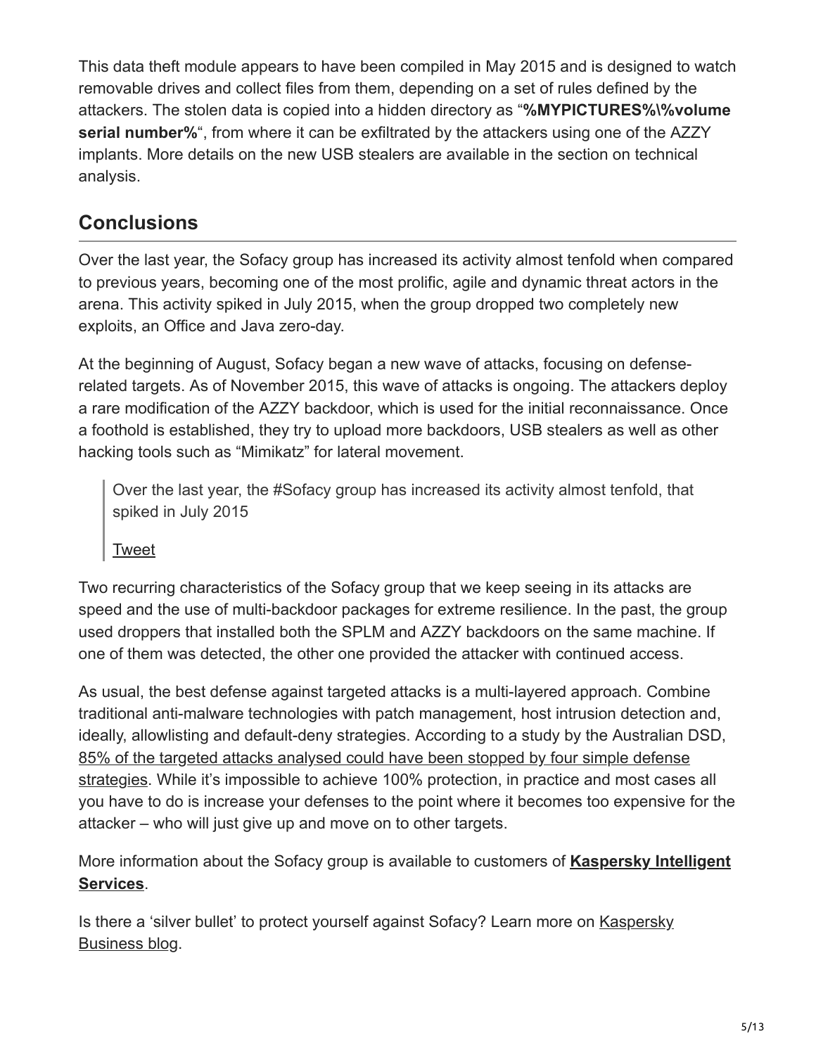This data theft module appears to have been compiled in May 2015 and is designed to watch removable drives and collect files from them, depending on a set of rules defined by the attackers. The stolen data is copied into a hidden directory as "**%MYPICTURES%\%volume serial number%**", from where it can be exfiltrated by the attackers using one of the AZZY implants. More details on the new USB stealers are available in the section on technical analysis.

## Conclusions

Over the last year, the Sofacy group has increased its activity almost tenfold when compared to previous years, becoming one of the most prolific, agile and dynamic threat actors in the arena. This activity spiked in July 2015, when the group dropped two completely new exploits, an Office and Java zero-day.

At the beginning of August, Sofacy began a new wave of attacks, focusing on defense-related targets. As of November 2015, this wave of attacks is ongoing. The attackers deploy a rare modification of the AZZY backdoor, which is used for the initial reconnaissance. Once a foothold is established, they try to upload more backdoors, USB stealers as well as other hacking tools such as "Mimikatz" for lateral movement.

> Over the last year, the #Sofacy group has increased its activity almost tenfold, that spiked in July 2015
>
> Tweet

Two recurring characteristics of the Sofacy group that we keep seeing in its attacks are speed and the use of multi-backdoor packages for extreme resilience. In the past, the group used droppers that installed both the SPLM and AZZY backdoors on the same machine. If one of them was detected, the other one provided the attacker with continued access.

As usual, the best defense against targeted attacks is a multi-layered approach. Combine traditional anti-malware technologies with patch management, host intrusion detection and, ideally, allowlisting and default-deny strategies. According to a study by the Australian DSD, 85% of the targeted attacks analysed could have been stopped by four simple defense strategies. While it's impossible to achieve 100% protection, in practice and most cases all you have to do is increase your defenses to the point where it becomes too expensive for the attacker – who will just give up and move on to other targets.

More information about the Sofacy group is available to customers of **Kaspersky Intelligent Services**.

Is there a 'silver bullet' to protect yourself against Sofacy? Learn more on Kaspersky Business blog.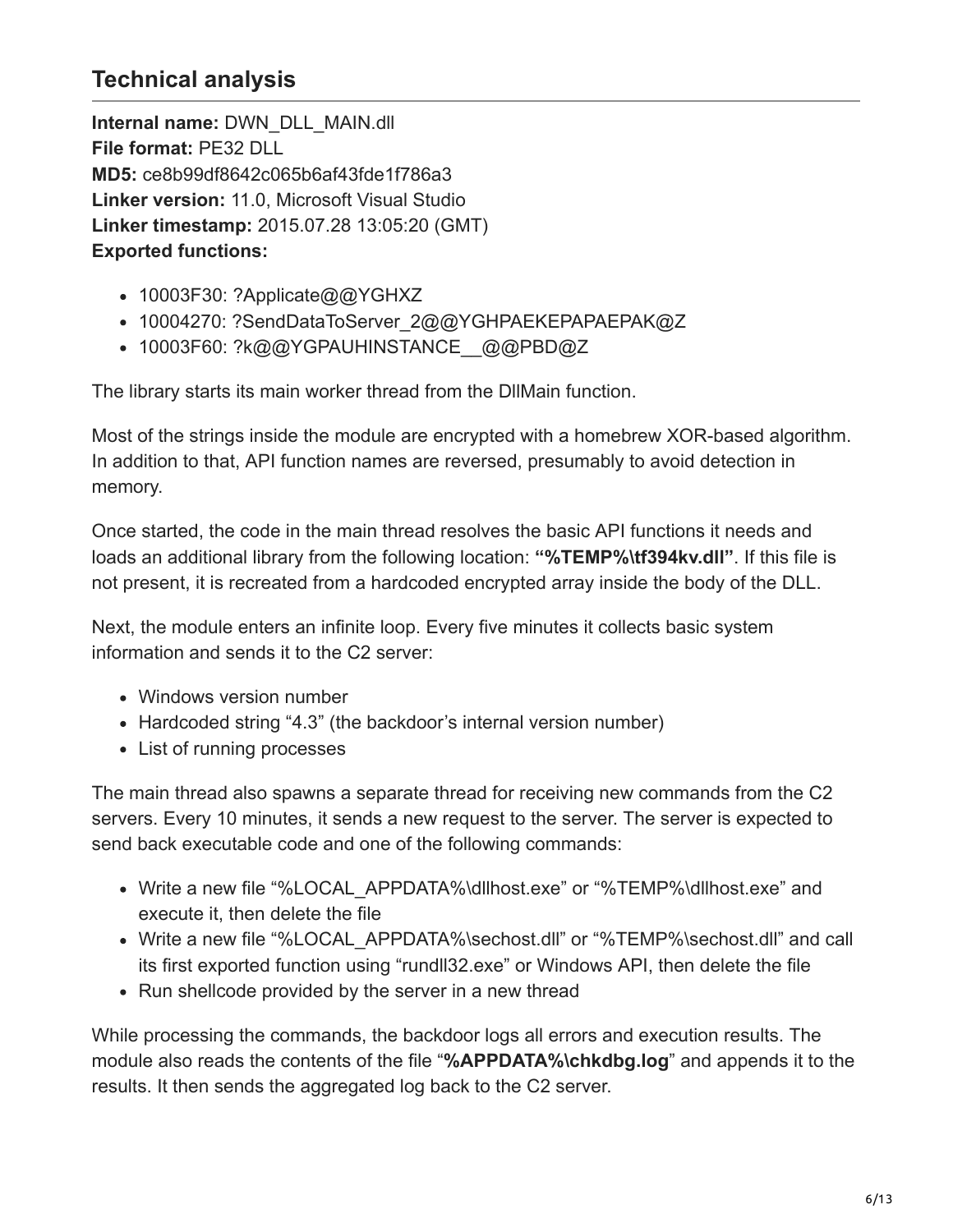## Technical analysis

**Internal name:** DWN_DLL_MAIN.dll
**File format:** PE32 DLL
**MD5:** ce8b99df8642c065b6af43fde1f786a3
**Linker version:** 11.0, Microsoft Visual Studio
**Linker timestamp:** 2015.07.28 13:05:20 (GMT)
**Exported functions:**

- 10003F30: ?Applicate@@YGHXZ
- 10004270: ?SendDataToServer_2@@YGHPAEKEPAPAEPAK@Z
- 10003F60: ?k@@YGPAUHINSTANCE__@@PBD@Z

The library starts its main worker thread from the DllMain function.

Most of the strings inside the module are encrypted with a homebrew XOR-based algorithm. In addition to that, API function names are reversed, presumably to avoid detection in memory.

Once started, the code in the main thread resolves the basic API functions it needs and loads an additional library from the following location: **"%TEMP%\tf394kv.dll"**. If this file is not present, it is recreated from a hardcoded encrypted array inside the body of the DLL.

Next, the module enters an infinite loop. Every five minutes it collects basic system information and sends it to the C2 server:

- Windows version number
- Hardcoded string "4.3" (the backdoor's internal version number)
- List of running processes

The main thread also spawns a separate thread for receiving new commands from the C2 servers. Every 10 minutes, it sends a new request to the server. The server is expected to send back executable code and one of the following commands:

- Write a new file "%LOCAL_APPDATA%\dllhost.exe" or "%TEMP%\dllhost.exe" and execute it, then delete the file
- Write a new file "%LOCAL_APPDATA%\sechost.dll" or "%TEMP%\sechost.dll" and call its first exported function using "rundll32.exe" or Windows API, then delete the file
- Run shellcode provided by the server in a new thread

While processing the commands, the backdoor logs all errors and execution results. The module also reads the contents of the file "**%APPDATA%\chkdbg.log**" and appends it to the results. It then sends the aggregated log back to the C2 server.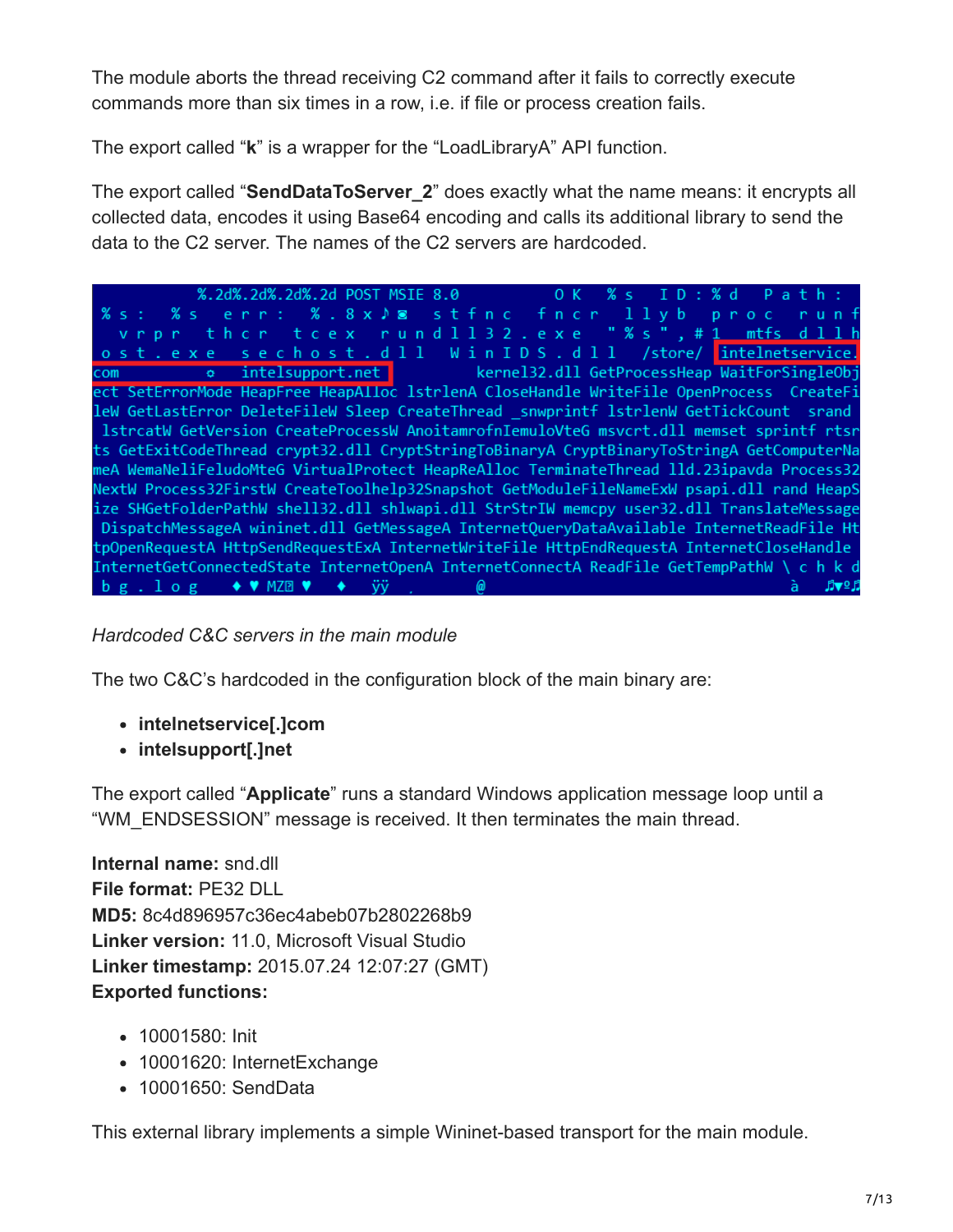The module aborts the thread receiving C2 command after it fails to correctly execute commands more than six times in a row, i.e. if file or process creation fails.

The export called "**k**" is a wrapper for the "LoadLibraryA" API function.

The export called "**SendDataToServer_2**" does exactly what the name means: it encrypts all collected data, encodes it using Base64 encoding and calls its additional library to send the data to the C2 server. The names of the C2 servers are hardcoded.

*Hardcoded C&C servers in the main module*

The two C&C's hardcoded in the configuration block of the main binary are:

- **intelnetservice[.]com**
- **intelsupport[.]net**

The export called "**Applicate**" runs a standard Windows application message loop until a "WM_ENDSESSION" message is received. It then terminates the main thread.

**Internal name:** snd.dll
**File format:** PE32 DLL
**MD5:** 8c4d896957c36ec4abeb07b2802268b9
**Linker version:** 11.0, Microsoft Visual Studio
**Linker timestamp:** 2015.07.24 12:07:27 (GMT)
**Exported functions:**

- 10001580: Init
- 10001620: InternetExchange
- 10001650: SendData

This external library implements a simple Wininet-based transport for the main module.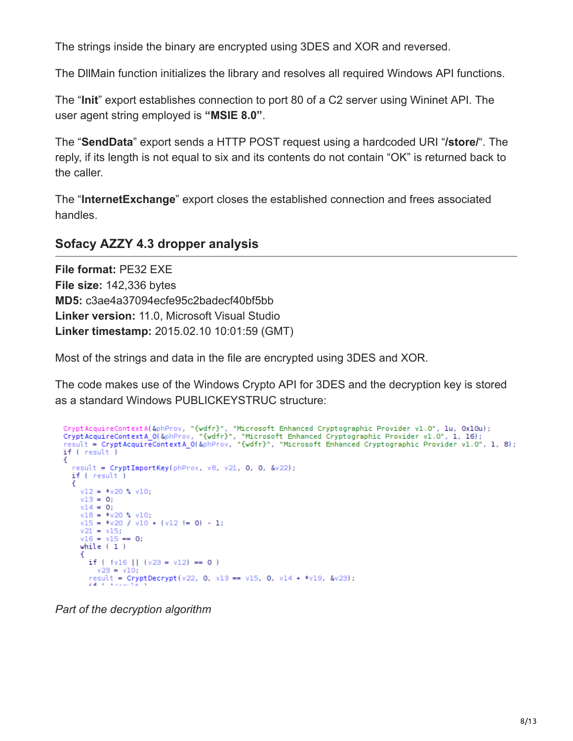The strings inside the binary are encrypted using 3DES and XOR and reversed.

The DllMain function initializes the library and resolves all required Windows API functions.

The "**Init**" export establishes connection to port 80 of a C2 server using Wininet API. The user agent string employed is **"MSIE 8.0"**.

The "**SendData**" export sends a HTTP POST request using a hardcoded URI "**/store/**". The reply, if its length is not equal to six and its contents do not contain "OK" is returned back to the caller.

The "**InternetExchange**" export closes the established connection and frees associated handles.

## Sofacy AZZY 4.3 dropper analysis

**File format:** PE32 EXE
**File size:** 142,336 bytes
**MD5:** c3ae4a37094ecfe95c2badecf40bf5bb
**Linker version:** 11.0, Microsoft Visual Studio
**Linker timestamp:** 2015.02.10 10:01:59 (GMT)

Most of the strings and data in the file are encrypted using 3DES and XOR.

The code makes use of the Windows Crypto API for 3DES and the decryption key is stored as a standard Windows PUBLICKEYSTRUC structure:

```
CryptAcquireContextA(&phProv, "{wdfr}", "Microsoft Enhanced Cryptographic Provider v1.0", 1u, 0x10u);
CryptAcquireContextA_0(&phProv, "{wdfr}", "Microsoft Enhanced Cryptographic Provider v1.0", 1, 16);
result = CryptAcquireContextA_0(&phProv, "{wdfr}", "Microsoft Enhanced Cryptographic Provider v1.0", 1, 8);
if ( result )
{
  result = CryptImportKey(phProv, v8, v21, 0, 0, &v22);
  if ( result )
  {
    v12 = *v20 % v10;
    v13 = 0;
    v14 = 0;
    v18 = *v20 % v10;
    v15 = *v20 / v10 + (v12 != 0) - 1;
    v21 = v15;
    v16 = v15 == 0;
    while ( 1 )
    {
      if ( !v16 || (v23 = v12) == 0 )
        v23 = v10;
      result = CryptDecrypt(v22, 0, v13 == v15, 0, v14 + *v19, &v23);
```

*Part of the decryption algorithm*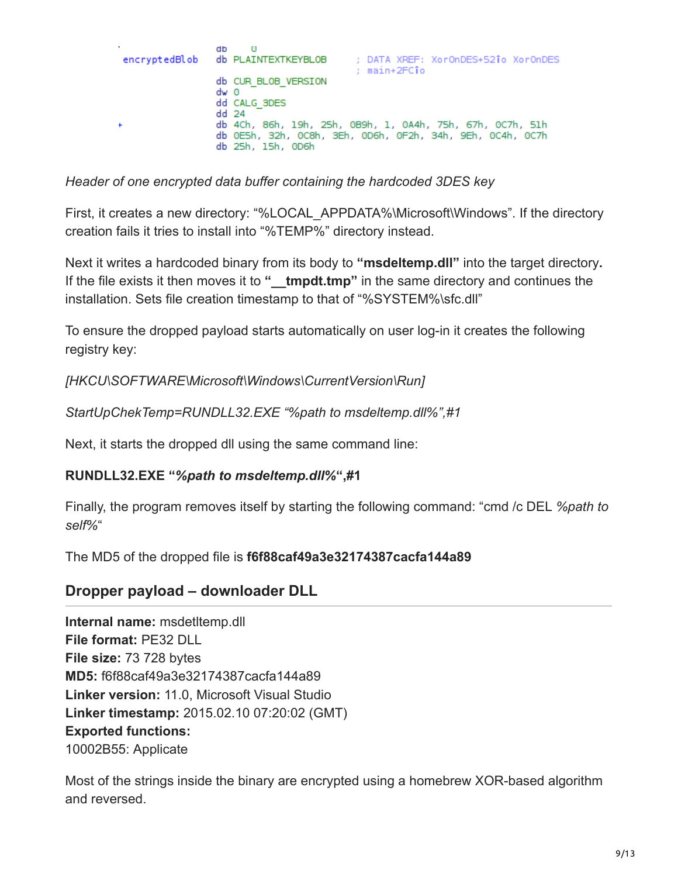```
                db    0
encryptedBlob   db PLAINTEXTKEYBLOB      ; DATA XREF: XorOnDES+52↑o XorOnDES
                                         ; main+2FC↑o
                db CUR_BLOB_VERSION
                dw 0
                dd CALG_3DES
                dd 24
                db 4Ch, 86h, 19h, 25h, 0B9h, 1, 0A4h, 75h, 67h, 0C7h, 51h
                db 0E5h, 32h, 0C8h, 3Eh, 0D6h, 0F2h, 34h, 9Eh, 0C4h, 0C7h
                db 25h, 15h, 0D6h
```

*Header of one encrypted data buffer containing the hardcoded 3DES key*

First, it creates a new directory: "%LOCAL_APPDATA%\Microsoft\Windows". If the directory creation fails it tries to install into "%TEMP%" directory instead.

Next it writes a hardcoded binary from its body to **"msdeltemp.dll"** into the target directory**.** If the file exists it then moves it to **"__tmpdt.tmp"** in the same directory and continues the installation. Sets file creation timestamp to that of "%SYSTEM%\sfc.dll"

To ensure the dropped payload starts automatically on user log-in it creates the following registry key:

*[HKCU\SOFTWARE\Microsoft\Windows\CurrentVersion\Run]*

*StartUpChekTemp=RUNDLL32.EXE "%path to msdeltemp.dll%",#1*

Next, it starts the dropped dll using the same command line:

**RUNDLL32.EXE "*%path to msdeltemp.dll%*",#1**

Finally, the program removes itself by starting the following command: "cmd /c DEL *%path to self%*"

The MD5 of the dropped file is **f6f88caf49a3e32174387cacfa144a89**

## Dropper payload – downloader DLL

**Internal name:** msdetltemp.dll  
**File format:** PE32 DLL  
**File size:** 73 728 bytes  
**MD5:** f6f88caf49a3e32174387cacfa144a89  
**Linker version:** 11.0, Microsoft Visual Studio  
**Linker timestamp:** 2015.02.10 07:20:02 (GMT)  
**Exported functions:**  
10002B55: Applicate

Most of the strings inside the binary are encrypted using a homebrew XOR-based algorithm and reversed.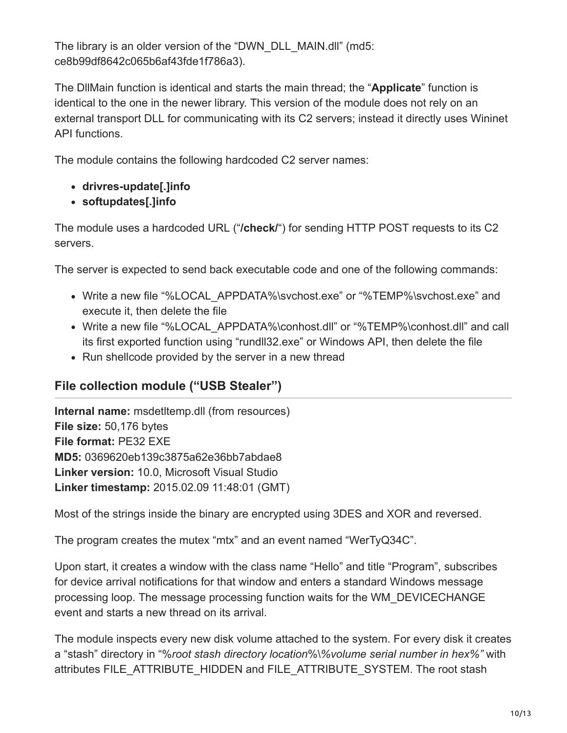The library is an older version of the "DWN_DLL_MAIN.dll" (md5: ce8b99df8642c065b6af43fde1f786a3).

The DllMain function is identical and starts the main thread; the "**Applicate**" function is identical to the one in the newer library. This version of the module does not rely on an external transport DLL for communicating with its C2 servers; instead it directly uses Wininet API functions.

The module contains the following hardcoded C2 server names:

- **drivres-update[.]info**
- **softupdates[.]info**

The module uses a hardcoded URL ("**/check/**") for sending HTTP POST requests to its C2 servers.

The server is expected to send back executable code and one of the following commands:

- Write a new file "%LOCAL_APPDATA%\svchost.exe" or "%TEMP%\svchost.exe" and execute it, then delete the file
- Write a new file "%LOCAL_APPDATA%\conhost.dll" or "%TEMP%\conhost.dll" and call its first exported function using "rundll32.exe" or Windows API, then delete the file
- Run shellcode provided by the server in a new thread

## File collection module ("USB Stealer")

**Internal name:** msdetltemp.dll (from resources)
**File size:** 50,176 bytes
**File format:** PE32 EXE
**MD5:** 0369620eb139c3875a62e36bb7abdae8
**Linker version:** 10.0, Microsoft Visual Studio
**Linker timestamp:** 2015.02.09 11:48:01 (GMT)

Most of the strings inside the binary are encrypted using 3DES and XOR and reversed.

The program creates the mutex "mtx" and an event named "WerTyQ34C".

Upon start, it creates a window with the class name "Hello" and title "Program", subscribes for device arrival notifications for that window and enters a standard Windows message processing loop. The message processing function waits for the WM_DEVICECHANGE event and starts a new thread on its arrival.

The module inspects every new disk volume attached to the system. For every disk it creates a "stash" directory in "%*root stash directory location*%\\%*volume serial number in hex*%" with attributes FILE_ATTRIBUTE_HIDDEN and FILE_ATTRIBUTE_SYSTEM. The root stash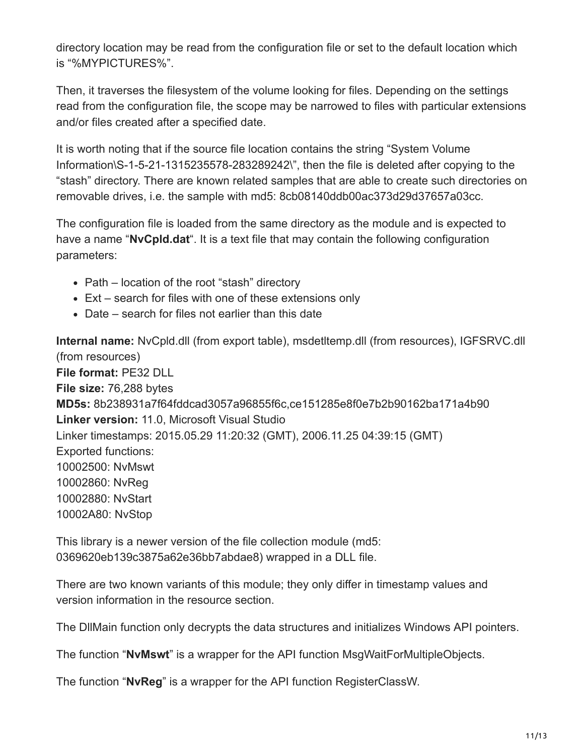directory location may be read from the configuration file or set to the default location which is "%MYPICTURES%".

Then, it traverses the filesystem of the volume looking for files. Depending on the settings read from the configuration file, the scope may be narrowed to files with particular extensions and/or files created after a specified date.

It is worth noting that if the source file location contains the string "System Volume Information\S-1-5-21-1315235578-283289242\", then the file is deleted after copying to the "stash" directory. There are known related samples that are able to create such directories on removable drives, i.e. the sample with md5: 8cb08140ddb00ac373d29d37657a03cc.

The configuration file is loaded from the same directory as the module and is expected to have a name "**NvCpld.dat**". It is a text file that may contain the following configuration parameters:

- Path – location of the root "stash" directory
- Ext – search for files with one of these extensions only
- Date – search for files not earlier than this date

**Internal name:** NvCpld.dll (from export table), msdetltemp.dll (from resources), IGFSRVC.dll (from resources)
**File format:** PE32 DLL
**File size:** 76,288 bytes
**MD5s:** 8b238931a7f64fddcad3057a96855f6c,ce151285e8f0e7b2b90162ba171a4b90
**Linker version:** 11.0, Microsoft Visual Studio
Linker timestamps: 2015.05.29 11:20:32 (GMT), 2006.11.25 04:39:15 (GMT)
Exported functions:
10002500: NvMswt
10002860: NvReg
10002880: NvStart
10002A80: NvStop

This library is a newer version of the file collection module (md5: 0369620eb139c3875a62e36bb7abdae8) wrapped in a DLL file.

There are two known variants of this module; they only differ in timestamp values and version information in the resource section.

The DllMain function only decrypts the data structures and initializes Windows API pointers.

The function "**NvMswt**" is a wrapper for the API function MsgWaitForMultipleObjects.

The function "**NvReg**" is a wrapper for the API function RegisterClassW.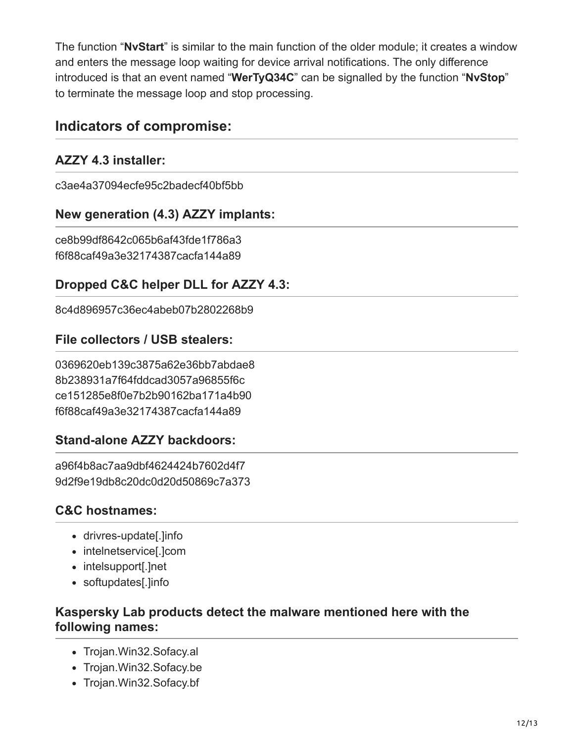The function “**NvStart**” is similar to the main function of the older module; it creates a window and enters the message loop waiting for device arrival notifications. The only difference introduced is that an event named “**WerTyQ34C**” can be signalled by the function “**NvStop**” to terminate the message loop and stop processing.

## Indicators of compromise:

### AZZY 4.3 installer:

c3ae4a37094ecfe95c2badecf40bf5bb

### New generation (4.3) AZZY implants:

ce8b99df8642c065b6af43fde1f786a3
f6f88caf49a3e32174387cacfa144a89

### Dropped C&C helper DLL for AZZY 4.3:

8c4d896957c36ec4abeb07b2802268b9

### File collectors / USB stealers:

0369620eb139c3875a62e36bb7abdae8
8b238931a7f64fddcad3057a96855f6c
ce151285e8f0e7b2b90162ba171a4b90
f6f88caf49a3e32174387cacfa144a89

### Stand-alone AZZY backdoors:

a96f4b8ac7aa9dbf4624424b7602d4f7
9d2f9e19db8c20dc0d20d50869c7a373

### C&C hostnames:

- drivres-update[.]info
- intelnetservice[.]com
- intelsupport[.]net
- softupdates[.]info

### Kaspersky Lab products detect the malware mentioned here with the following names:

- Trojan.Win32.Sofacy.al
- Trojan.Win32.Sofacy.be
- Trojan.Win32.Sofacy.bf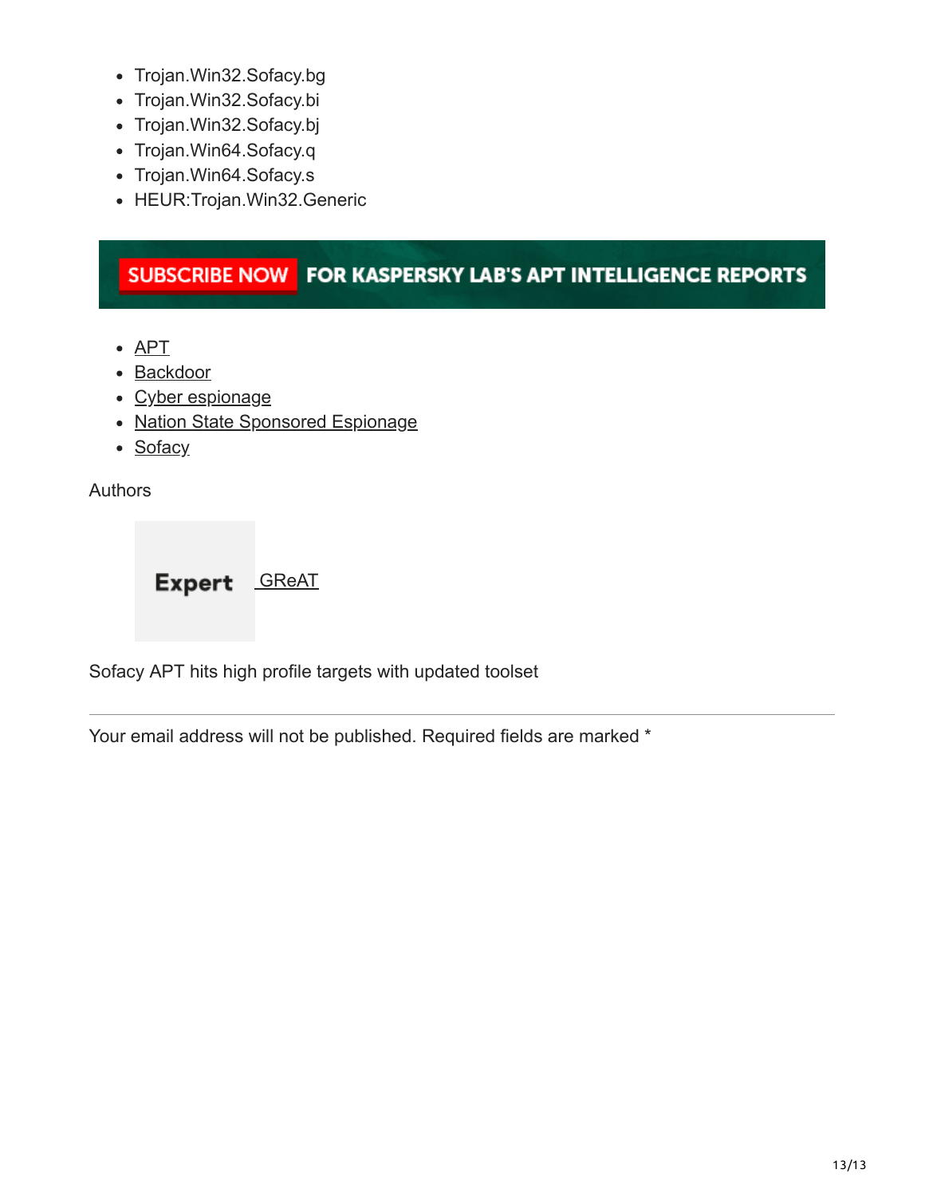- Trojan.Win32.Sofacy.bg
- Trojan.Win32.Sofacy.bi
- Trojan.Win32.Sofacy.bj
- Trojan.Win64.Sofacy.q
- Trojan.Win64.Sofacy.s
- HEUR:Trojan.Win32.Generic

SUBSCRIBE NOW FOR KASPERSKY LAB'S APT INTELLIGENCE REPORTS

- APT
- Backdoor
- Cyber espionage
- Nation State Sponsored Espionage
- Sofacy

Authors

Expert GReAT

Sofacy APT hits high profile targets with updated toolset

---

Your email address will not be published. Required fields are marked *